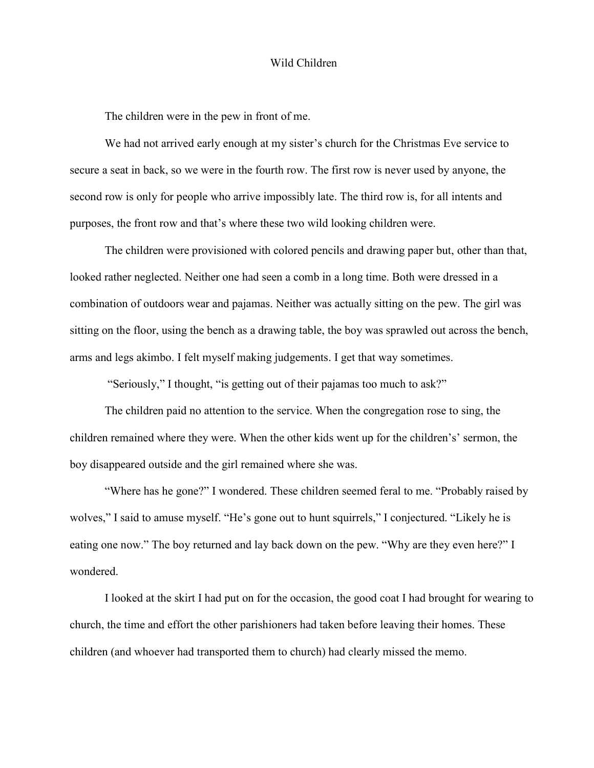# Wild Children

The children were in the pew in front of me.

We had not arrived early enough at my sister's church for the Christmas Eve service to secure a seat in back, so we were in the fourth row. The first row is never used by anyone, the second row is only for people who arrive impossibly late. The third row is, for all intents and purposes, the front row and that's where these two wild looking children were.

The children were provisioned with colored pencils and drawing paper but, other than that, looked rather neglected. Neither one had seen a comb in a long time. Both were dressed in a combination of outdoors wear and pajamas. Neither was actually sitting on the pew. The girl was sitting on the floor, using the bench as a drawing table, the boy was sprawled out across the bench, arms and legs akimbo. I felt myself making judgements. I get that way sometimes.

"Seriously," I thought, "is getting out of their pajamas too much to ask?"

The children paid no attention to the service. When the congregation rose to sing, the children remained where they were. When the other kids went up for the childrens's' sermon, the boy disappeared outside and the girl remained where she was.

"Where has he gone?" I wondered. These children seemed feral to me. "Probably raised by wolves," I said to amuse myself. "He's gone out to hunt squirrels," I conjectured. "Likely he is eating one now." The boy returned and lay back down on the pew. "Why are they even here?" I wondered.

I looked at the skirt I had put on for the occasion, the good coat I had brought for wearing to church, the time and effort the other parishioners had taken before leaving their homes. These children (and whoever had transported them to church) had clearly missed the memo.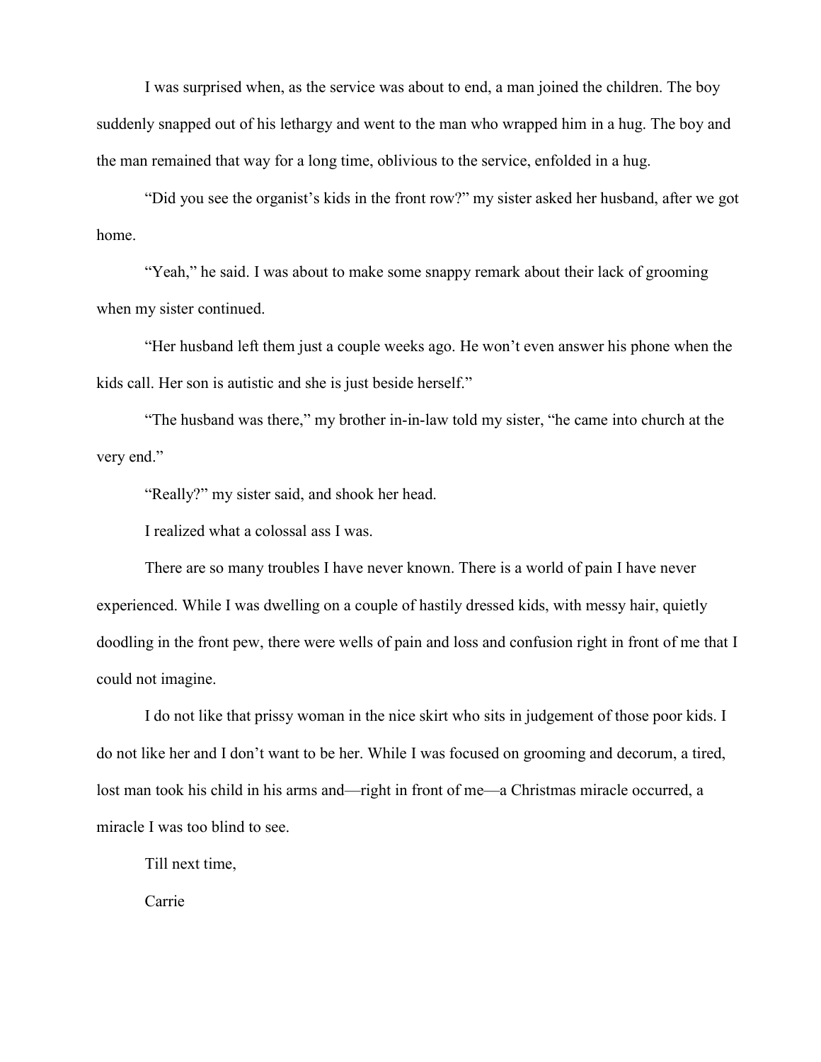I was surprised when, as the service was about to end, a man joined the children. The boy suddenly snapped out of his lethargy and went to the man who wrapped him in a hug. The boy and the man remained that way for a long time, oblivious to the service, enfolded in a hug.

"Did you see the organist's kids in the front row?" my sister asked her husband, after we got home.

"Yeah," he said. I was about to make some snappy remark about their lack of grooming when my sister continued.

"Her husband left them just a couple weeks ago. He won't even answer his phone when the kids call. Her son is autistic and she is just beside herself."

"The husband was there," my brother in-in-law told my sister, "he came into church at the very end."

"Really?" my sister said, and shook her head.

I realized what a colossal ass I was.

There are so many troubles I have never known. There is a world of pain I have never experienced. While I was dwelling on a couple of hastily dressed kids, with messy hair, quietly doodling in the front pew, there were wells of pain and loss and confusion right in front of me that I could not imagine.

I do not like that prissy woman in the nice skirt who sits in judgement of those poor kids. I do not like her and I don't want to be her. While I was focused on grooming and decorum, a tired, lost man took his child in his arms and—right in front of me—a Christmas miracle occurred, a miracle I was too blind to see.

Till next time,

Carrie